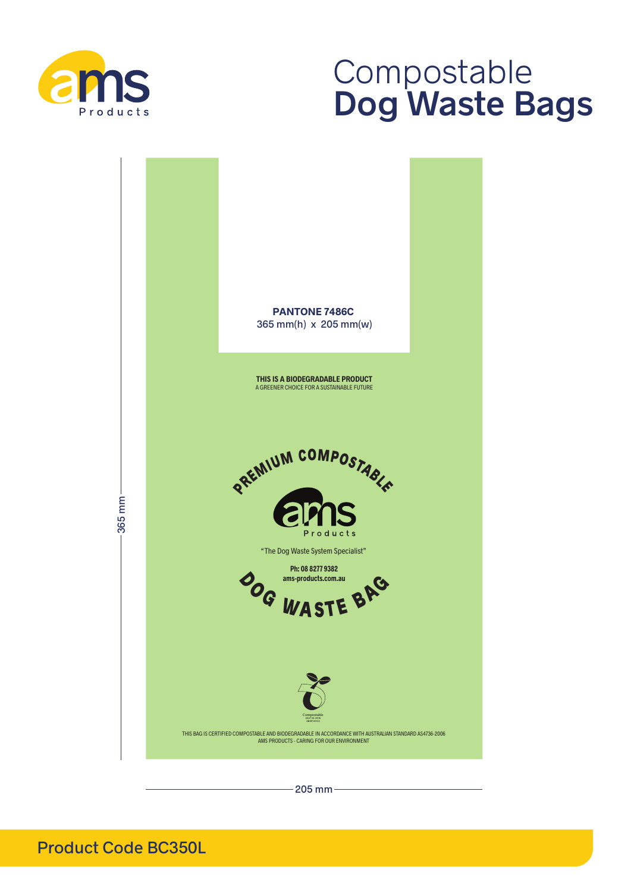ams Products

# Compostable
# Dog Waste Bags

**PANTONE 7486C**
365 mm(h) x 205 mm(w)

**THIS IS A BIODEGRADABLE PRODUCT**
A GREENER CHOICE FOR A SUSTAINABLE FUTURE

PREMIUM COMPOSTABLE

ams Products

"The Dog Waste System Specialist"

**Ph: 08 8277 9382**
**ams-products.com.au**

DOG WASTE BAG

Compostable
AS4736-2006

THIS BAG IS CERTIFIED COMPOSTABLE AND BIODEGRADABLE IN ACCORDANCE WITH AUSTRALIAN STANDARD AS4736-2006
AMS PRODUCTS - CARING FOR OUR ENVIRONMENT

365 mm

205 mm

Product Code BC350L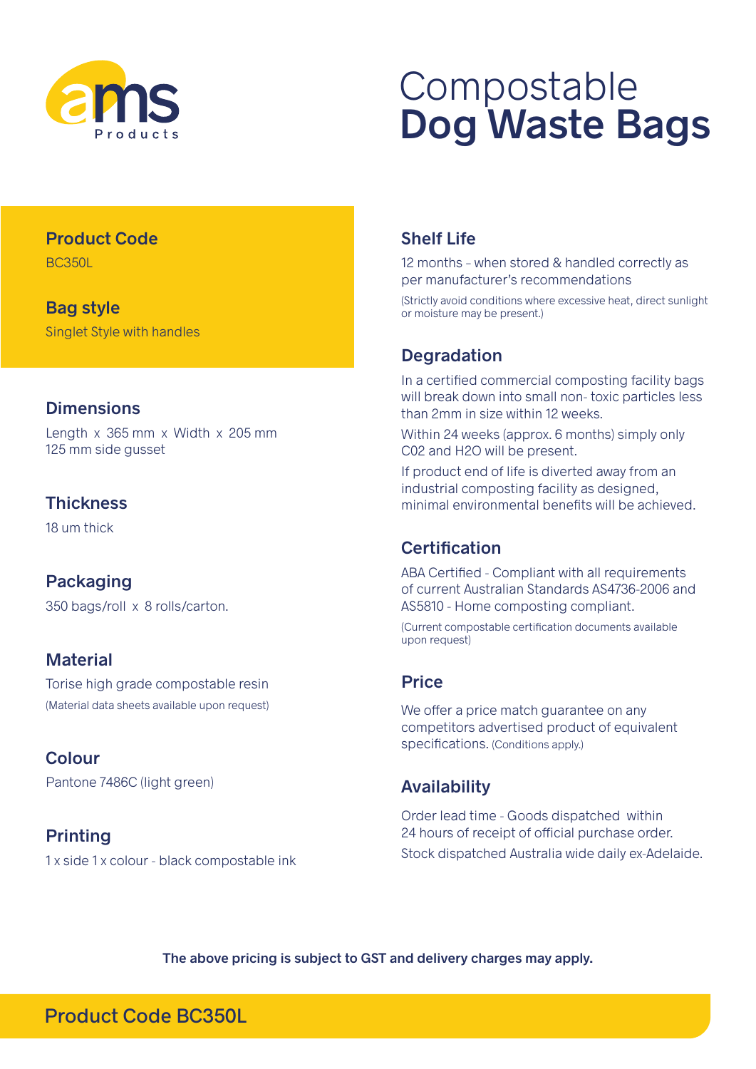ams Products

# Compostable **Dog Waste Bags**

### Product Code
BC350L

### Bag style
Singlet Style with handles

### Dimensions
Length x 365 mm x Width x 205 mm
125 mm side gusset

### Thickness
18 um thick

### Packaging
350 bags/roll x 8 rolls/carton.

### Material
Torise high grade compostable resin
(Material data sheets available upon request)

### Colour
Pantone 7486C (light green)

### Printing
1 x side 1 x colour - black compostable ink

### Shelf Life
12 months – when stored & handled correctly as per manufacturer's recommendations

(Strictly avoid conditions where excessive heat, direct sunlight or moisture may be present.)

### Degradation
In a certified commercial composting facility bags will break down into small non- toxic particles less than 2mm in size within 12 weeks.

Within 24 weeks (approx. 6 months) simply only C02 and H2O will be present.

If product end of life is diverted away from an industrial composting facility as designed, minimal environmental benefits will be achieved.

### Certification
ABA Certified - Compliant with all requirements of current Australian Standards AS4736-2006 and AS5810 - Home composting compliant.

(Current compostable certification documents available upon request)

### Price
We offer a price match guarantee on any competitors advertised product of equivalent specifications. (Conditions apply.)

### Availability
Order lead time - Goods dispatched within 24 hours of receipt of official purchase order.

Stock dispatched Australia wide daily ex-Adelaide.

**The above pricing is subject to GST and delivery charges may apply.**

Product Code BC350L